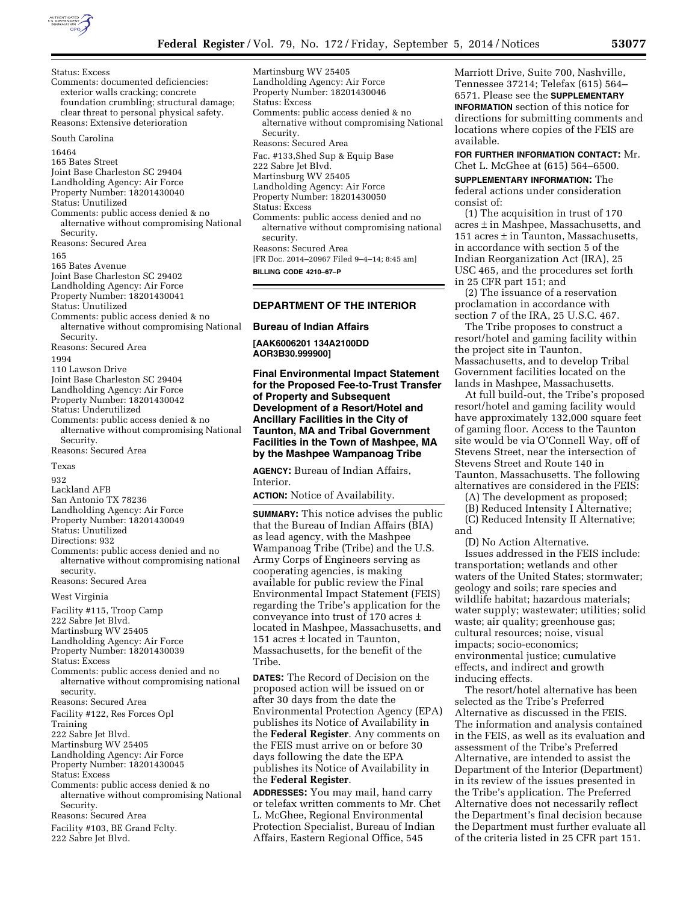Status: Excess
Comments: documented deficiencies: exterior walls cracking; concrete foundation crumbling; structural damage; clear threat to personal physical safety.
Reasons: Extensive deterioration

South Carolina

16464
165 Bates Street
Joint Base Charleston SC 29404
Landholding Agency: Air Force
Property Number: 18201430040
Status: Unutilized
Comments: public access denied & no alternative without compromising National Security.
Reasons: Secured Area

165
165 Bates Avenue
Joint Base Charleston SC 29402
Landholding Agency: Air Force
Property Number: 18201430041
Status: Unutilized
Comments: public access denied & no alternative without compromising National Security.
Reasons: Secured Area

1994
110 Lawson Drive
Joint Base Charleston SC 29404
Landholding Agency: Air Force
Property Number: 18201430042
Status: Underutilized
Comments: public access denied & no alternative without compromising National Security.
Reasons: Secured Area

Texas

932
Lackland AFB
San Antonio TX 78236
Landholding Agency: Air Force
Property Number: 18201430049
Status: Unutilized
Directions: 932
Comments: public access denied and no alternative without compromising national security.
Reasons: Secured Area

West Virginia

Facility #115, Troop Camp
222 Sabre Jet Blvd.
Martinsburg WV 25405
Landholding Agency: Air Force
Property Number: 18201430039
Status: Excess
Comments: public access denied and no alternative without compromising national security.
Reasons: Secured Area

Facility #122, Res Forces Opl Training
222 Sabre Jet Blvd.
Martinsburg WV 25405
Landholding Agency: Air Force
Property Number: 18201430045
Status: Excess
Comments: public access denied & no alternative without compromising National Security.
Reasons: Secured Area

Facility #103, BE Grand Fclty.
222 Sabre Jet Blvd.
Martinsburg WV 25405
Landholding Agency: Air Force
Property Number: 18201430046
Status: Excess
Comments: public access denied & no alternative without compromising National Security.
Reasons: Secured Area

Fac. #133,Shed Sup & Equip Base
222 Sabre Jet Blvd.
Martinsburg WV 25405
Landholding Agency: Air Force
Property Number: 18201430050
Status: Excess
Comments: public access denied and no alternative without compromising national security.
Reasons: Secured Area

[FR Doc. 2014–20967 Filed 9–4–14; 8:45 am]

**BILLING CODE 4210–67–P**

## DEPARTMENT OF THE INTERIOR

### Bureau of Indian Affairs

**[AAK6006201 134A2100DD AOR3B30.999900]**

### Final Environmental Impact Statement for the Proposed Fee-to-Trust Transfer of Property and Subsequent Development of a Resort/Hotel and Ancillary Facilities in the City of Taunton, MA and Tribal Government Facilities in the Town of Mashpee, MA by the Mashpee Wampanoag Tribe

**AGENCY:** Bureau of Indian Affairs, Interior.

**ACTION:** Notice of Availability.

**SUMMARY:** This notice advises the public that the Bureau of Indian Affairs (BIA) as lead agency, with the Mashpee Wampanoag Tribe (Tribe) and the U.S. Army Corps of Engineers serving as cooperating agencies, is making available for public review the Final Environmental Impact Statement (FEIS) regarding the Tribe's application for the conveyance into trust of 170 acres ± located in Mashpee, Massachusetts, and 151 acres ± located in Taunton, Massachusetts, for the benefit of the Tribe.

**DATES:** The Record of Decision on the proposed action will be issued on or after 30 days from the date the Environmental Protection Agency (EPA) publishes its Notice of Availability in the **Federal Register**. Any comments on the FEIS must arrive on or before 30 days following the date the EPA publishes its Notice of Availability in the **Federal Register**.

**ADDRESSES:** You may mail, hand carry or telefax written comments to Mr. Chet L. McGhee, Regional Environmental Protection Specialist, Bureau of Indian Affairs, Eastern Regional Office, 545 Marriott Drive, Suite 700, Nashville, Tennessee 37214; Telefax (615) 564–6571. Please see the **SUPPLEMENTARY INFORMATION** section of this notice for directions for submitting comments and locations where copies of the FEIS are available.

**FOR FURTHER INFORMATION CONTACT:** Mr. Chet L. McGhee at (615) 564–6500.

**SUPPLEMENTARY INFORMATION:** The federal actions under consideration consist of:

(1) The acquisition in trust of 170 acres ± in Mashpee, Massachusetts, and 151 acres ± in Taunton, Massachusetts, in accordance with section 5 of the Indian Reorganization Act (IRA), 25 USC 465, and the procedures set forth in 25 CFR part 151; and

(2) The issuance of a reservation proclamation in accordance with section 7 of the IRA, 25 U.S.C. 467.

The Tribe proposes to construct a resort/hotel and gaming facility within the project site in Taunton, Massachusetts, and to develop Tribal Government facilities located on the lands in Mashpee, Massachusetts.

At full build-out, the Tribe's proposed resort/hotel and gaming facility would have approximately 132,000 square feet of gaming floor. Access to the Taunton site would be via O'Connell Way, off of Stevens Street, near the intersection of Stevens Street and Route 140 in Taunton, Massachusetts. The following alternatives are considered in the FEIS:

(A) The development as proposed;
(B) Reduced Intensity I Alternative;
(C) Reduced Intensity II Alternative; and
(D) No Action Alternative.

Issues addressed in the FEIS include: transportation; wetlands and other waters of the United States; stormwater; geology and soils; rare species and wildlife habitat; hazardous materials; water supply; wastewater; utilities; solid waste; air quality; greenhouse gas; cultural resources; noise, visual impacts; socio-economics; environmental justice; cumulative effects, and indirect and growth inducing effects.

The resort/hotel alternative has been selected as the Tribe's Preferred Alternative as discussed in the FEIS. The information and analysis contained in the FEIS, as well as its evaluation and assessment of the Tribe's Preferred Alternative, are intended to assist the Department of the Interior (Department) in its review of the issues presented in the Tribe's application. The Preferred Alternative does not necessarily reflect the Department's final decision because the Department must further evaluate all of the criteria listed in 25 CFR part 151.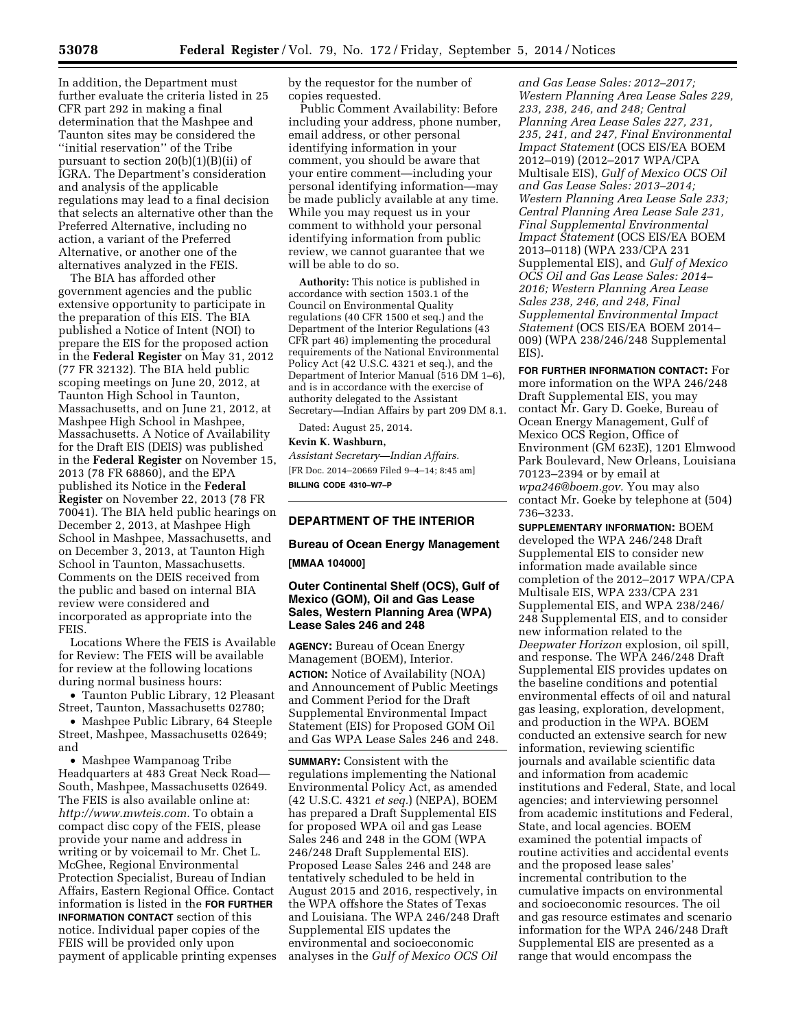In addition, the Department must further evaluate the criteria listed in 25 CFR part 292 in making a final determination that the Mashpee and Taunton sites may be considered the ''initial reservation'' of the Tribe pursuant to section 20(b)(1)(B)(ii) of IGRA. The Department's consideration and analysis of the applicable regulations may lead to a final decision that selects an alternative other than the Preferred Alternative, including no action, a variant of the Preferred Alternative, or another one of the alternatives analyzed in the FEIS.

The BIA has afforded other government agencies and the public extensive opportunity to participate in the preparation of this EIS. The BIA published a Notice of Intent (NOI) to prepare the EIS for the proposed action in the **Federal Register** on May 31, 2012 (77 FR 32132). The BIA held public scoping meetings on June 20, 2012, at Taunton High School in Taunton, Massachusetts, and on June 21, 2012, at Mashpee High School in Mashpee, Massachusetts. A Notice of Availability for the Draft EIS (DEIS) was published in the **Federal Register** on November 15, 2013 (78 FR 68860), and the EPA published its Notice in the **Federal Register** on November 22, 2013 (78 FR 70041). The BIA held public hearings on December 2, 2013, at Mashpee High School in Mashpee, Massachusetts, and on December 3, 2013, at Taunton High School in Taunton, Massachusetts. Comments on the DEIS received from the public and based on internal BIA review were considered and incorporated as appropriate into the FEIS.

Locations Where the FEIS is Available for Review: The FEIS will be available for review at the following locations during normal business hours:

- Taunton Public Library, 12 Pleasant Street, Taunton, Massachusetts 02780;
- Mashpee Public Library, 64 Steeple Street, Mashpee, Massachusetts 02649; and
- Mashpee Wampanoag Tribe Headquarters at 483 Great Neck Road—South, Mashpee, Massachusetts 02649.

The FEIS is also available online at: *http://www.mwteis.com.* To obtain a compact disc copy of the FEIS, please provide your name and address in writing or by voicemail to Mr. Chet L. McGhee, Regional Environmental Protection Specialist, Bureau of Indian Affairs, Eastern Regional Office. Contact information is listed in the **FOR FURTHER INFORMATION CONTACT** section of this notice. Individual paper copies of the FEIS will be provided only upon payment of applicable printing expenses by the requestor for the number of copies requested.

Public Comment Availability: Before including your address, phone number, email address, or other personal identifying information in your comment, you should be aware that your entire comment—including your personal identifying information—may be made publicly available at any time. While you may request us in your comment to withhold your personal identifying information from public review, we cannot guarantee that we will be able to do so.

**Authority:** This notice is published in accordance with section 1503.1 of the Council on Environmental Quality regulations (40 CFR 1500 et seq.) and the Department of the Interior Regulations (43 CFR part 46) implementing the procedural requirements of the National Environmental Policy Act (42 U.S.C. 4321 et seq.), and the Department of Interior Manual (516 DM 1–6), and is in accordance with the exercise of authority delegated to the Assistant Secretary—Indian Affairs by part 209 DM 8.1.

Dated: August 25, 2014.

**Kevin K. Washburn,**

*Assistant Secretary—Indian Affairs.*

[FR Doc. 2014–20669 Filed 9–4–14; 8:45 am]

**BILLING CODE 4310–W7–P**

## DEPARTMENT OF THE INTERIOR

### Bureau of Ocean Energy Management

**[MMAA 104000]**

### Outer Continental Shelf (OCS), Gulf of Mexico (GOM), Oil and Gas Lease Sales, Western Planning Area (WPA) Lease Sales 246 and 248

**AGENCY:** Bureau of Ocean Energy Management (BOEM), Interior.

**ACTION:** Notice of Availability (NOA) and Announcement of Public Meetings and Comment Period for the Draft Supplemental Environmental Impact Statement (EIS) for Proposed GOM Oil and Gas WPA Lease Sales 246 and 248.

**SUMMARY:** Consistent with the regulations implementing the National Environmental Policy Act, as amended (42 U.S.C. 4321 *et seq.*) (NEPA), BOEM has prepared a Draft Supplemental EIS for proposed WPA oil and gas Lease Sales 246 and 248 in the GOM (WPA 246/248 Draft Supplemental EIS). Proposed Lease Sales 246 and 248 are tentatively scheduled to be held in August 2015 and 2016, respectively, in the WPA offshore the States of Texas and Louisiana. The WPA 246/248 Draft Supplemental EIS updates the environmental and socioeconomic analyses in the *Gulf of Mexico OCS Oil and Gas Lease Sales: 2012–2017; Western Planning Area Lease Sales 229, 233, 238, 246, and 248; Central Planning Area Lease Sales 227, 231, 235, 241, and 247, Final Environmental Impact Statement* (OCS EIS/EA BOEM 2012–019) (2012–2017 WPA/CPA Multisale EIS), *Gulf of Mexico OCS Oil and Gas Lease Sales: 2013–2014; Western Planning Area Lease Sale 233; Central Planning Area Lease Sale 231, Final Supplemental Environmental Impact Statement* (OCS EIS/EA BOEM 2013–0118) (WPA 233/CPA 231 Supplemental EIS), and *Gulf of Mexico OCS Oil and Gas Lease Sales: 2014–2016; Western Planning Area Lease Sales 238, 246, and 248, Final Supplemental Environmental Impact Statement* (OCS EIS/EA BOEM 2014–009) (WPA 238/246/248 Supplemental EIS).

**FOR FURTHER INFORMATION CONTACT:** For more information on the WPA 246/248 Draft Supplemental EIS, you may contact Mr. Gary D. Goeke, Bureau of Ocean Energy Management, Gulf of Mexico OCS Region, Office of Environment (GM 623E), 1201 Elmwood Park Boulevard, New Orleans, Louisiana 70123–2394 or by email at *wpa246@boem.gov.* You may also contact Mr. Goeke by telephone at (504) 736–3233.

**SUPPLEMENTARY INFORMATION:** BOEM developed the WPA 246/248 Draft Supplemental EIS to consider new information made available since completion of the 2012–2017 WPA/CPA Multisale EIS, WPA 233/CPA 231 Supplemental EIS, and WPA 238/246/248 Supplemental EIS, and to consider new information related to the *Deepwater Horizon* explosion, oil spill, and response. The WPA 246/248 Draft Supplemental EIS provides updates on the baseline conditions and potential environmental effects of oil and natural gas leasing, exploration, development, and production in the WPA. BOEM conducted an extensive search for new information, reviewing scientific journals and available scientific data and information from academic institutions and Federal, State, and local agencies; and interviewing personnel from academic institutions and Federal, State, and local agencies. BOEM examined the potential impacts of routine activities and accidental events and the proposed lease sales' incremental contribution to the cumulative impacts on environmental and socioeconomic resources. The oil and gas resource estimates and scenario information for the WPA 246/248 Draft Supplemental EIS are presented as a range that would encompass the